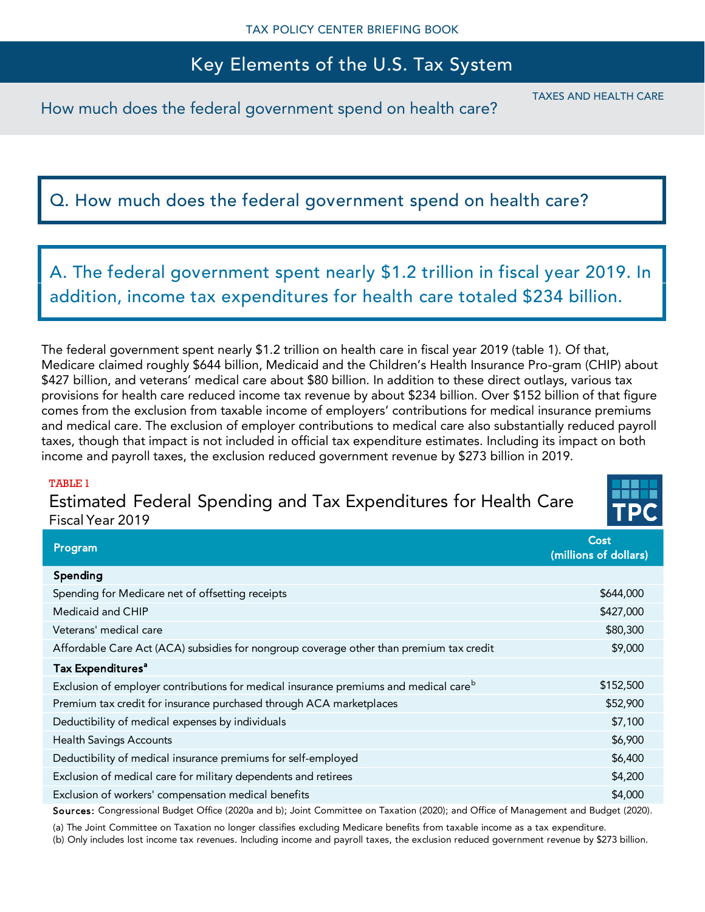TAX POLICY CENTER BRIEFING BOOK

# Key Elements of the U.S. Tax System

TAXES AND HEALTH CARE

How much does the federal government spend on health care?

## Q. How much does the federal government spend on health care?

## A. The federal government spent nearly $1.2 trillion in fiscal year 2019. In addition, income tax expenditures for health care totaled $234 billion.

The federal government spent nearly $1.2 trillion on health care in fiscal year 2019 (table 1). Of that, Medicare claimed roughly $644 billion, Medicaid and the Children's Health Insurance Pro-gram (CHIP) about $427 billion, and veterans' medical care about $80 billion. In addition to these direct outlays, various tax provisions for health care reduced income tax revenue by about $234 billion. Over $152 billion of that figure comes from the exclusion from taxable income of employers' contributions for medical insurance premiums and medical care. The exclusion of employer contributions to medical care also substantially reduced payroll taxes, though that impact is not included in official tax expenditure estimates. Including its impact on both income and payroll taxes, the exclusion reduced government revenue by $273 billion in 2019.

TABLE 1

### Estimated Federal Spending and Tax Expenditures for Health Care

Fiscal Year 2019

| Program | Cost (millions of dollars) |
|---|---|
| **Spending** | |
| Spending for Medicare net of offsetting receipts | $644,000 |
| Medicaid and CHIP | $427,000 |
| Veterans' medical care | $80,300 |
| Affordable Care Act (ACA) subsidies for nongroup coverage other than premium tax credit | $9,000 |
| **Tax Expenditures**[a] | |
| Exclusion of employer contributions for medical insurance premiums and medical care[b] | $152,500 |
| Premium tax credit for insurance purchased through ACA marketplaces | $52,900 |
| Deductibility of medical expenses by individuals | $7,100 |
| Health Savings Accounts | $6,900 |
| Deductibility of medical insurance premiums for self-employed | $6,400 |
| Exclusion of medical care for military dependents and retirees | $4,200 |
| Exclusion of workers' compensation medical benefits | $4,000 |

**Sources:** Congressional Budget Office (2020a and b); Joint Committee on Taxation (2020); and Office of Management and Budget (2020).

(a) The Joint Committee on Taxation no longer classifies excluding Medicare benefits from taxable income as a tax expenditure.

(b) Only includes lost income tax revenues. Including income and payroll taxes, the exclusion reduced government revenue by $273 billion.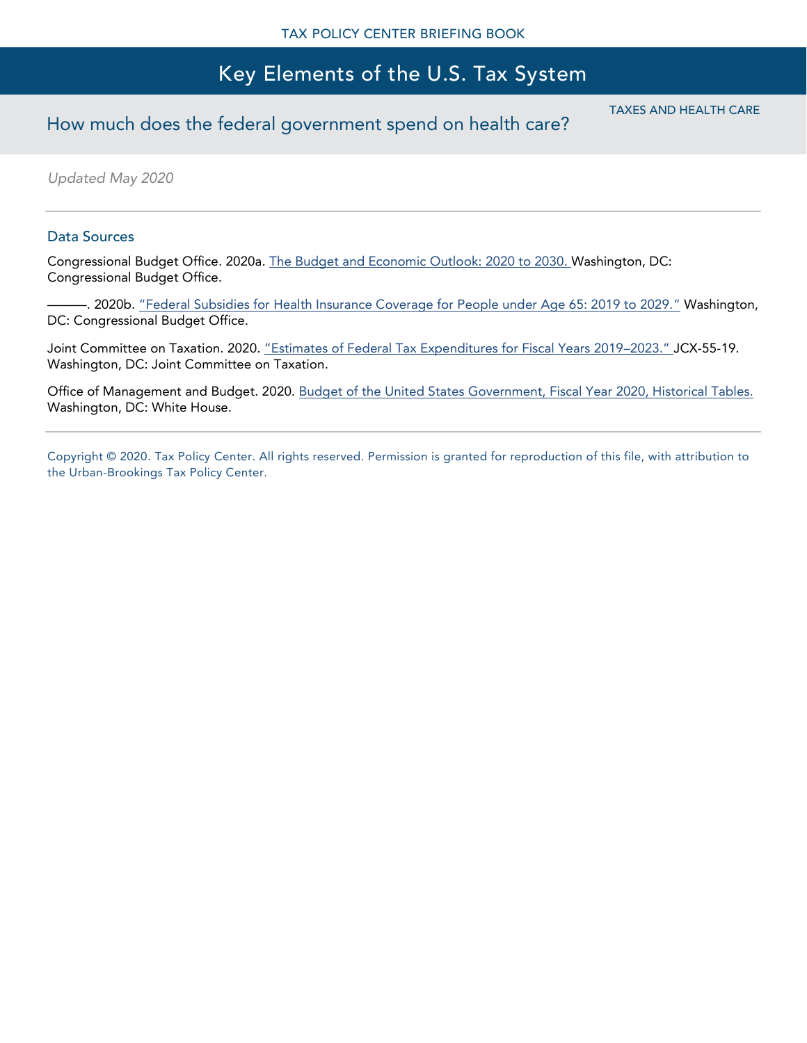# Key Elements of the U.S. Tax System

## How much does the federal government spend on health care?

TAXES AND HEALTH CARE

*Updated May 2020*

---

### Data Sources

Congressional Budget Office. 2020a. The Budget and Economic Outlook: 2020 to 2030. Washington, DC: Congressional Budget Office.

———. 2020b. "Federal Subsidies for Health Insurance Coverage for People under Age 65: 2019 to 2029." Washington, DC: Congressional Budget Office.

Joint Committee on Taxation. 2020. "Estimates of Federal Tax Expenditures for Fiscal Years 2019–2023." JCX-55-19. Washington, DC: Joint Committee on Taxation.

Office of Management and Budget. 2020. Budget of the United States Government, Fiscal Year 2020, Historical Tables. Washington, DC: White House.

---

Copyright © 2020. Tax Policy Center. All rights reserved. Permission is granted for reproduction of this file, with attribution to the Urban-Brookings Tax Policy Center.